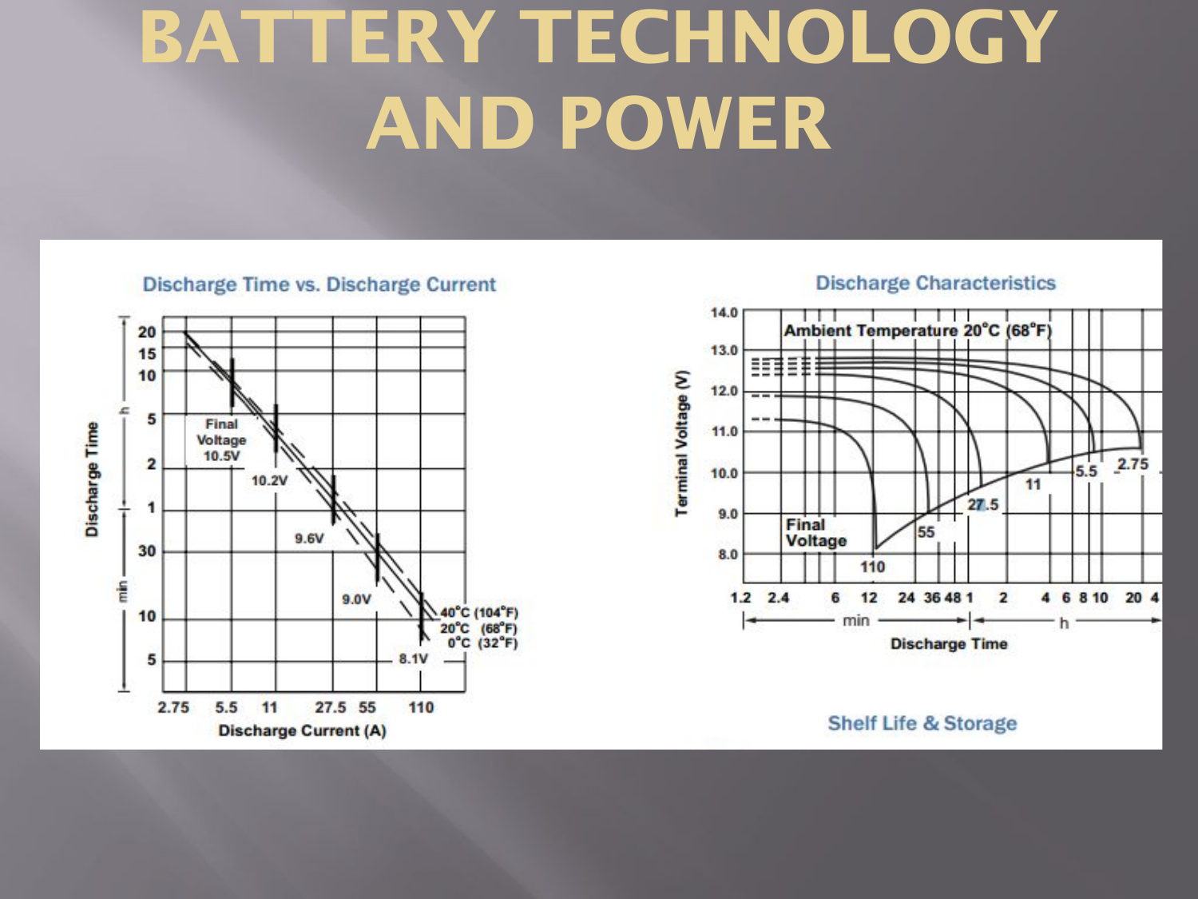# BATTERY TECHNOLOGY AND POWER

### Discharge Time vs. Discharge Current

Discharge Time (h / min): 20, 15, 10, 5, 2, 1, 30, 10, 5

Discharge Current (A): 2.75, 5.5, 11, 27.5, 55, 110

Final Voltage 10.5V, 10.2V, 9.6V, 9.0V, 8.1V

40°C (104°F), 20°C (68°F), 0°C (32°F)

### Discharge Characteristics

Ambient Temperature 20°C (68°F)

Terminal Voltage (V): 14.0, 13.0, 12.0, 11.0, 10.0, 9.0, 8.0

Final Voltage

110, 55, 27.5, 11, 5.5, 2.75

Discharge Time: 1.2, 2.4, 6, 12, 24, 36, 48 (min), 1, 2, 4, 6, 8, 10, 20, 4 (h)

### Shelf Life & Storage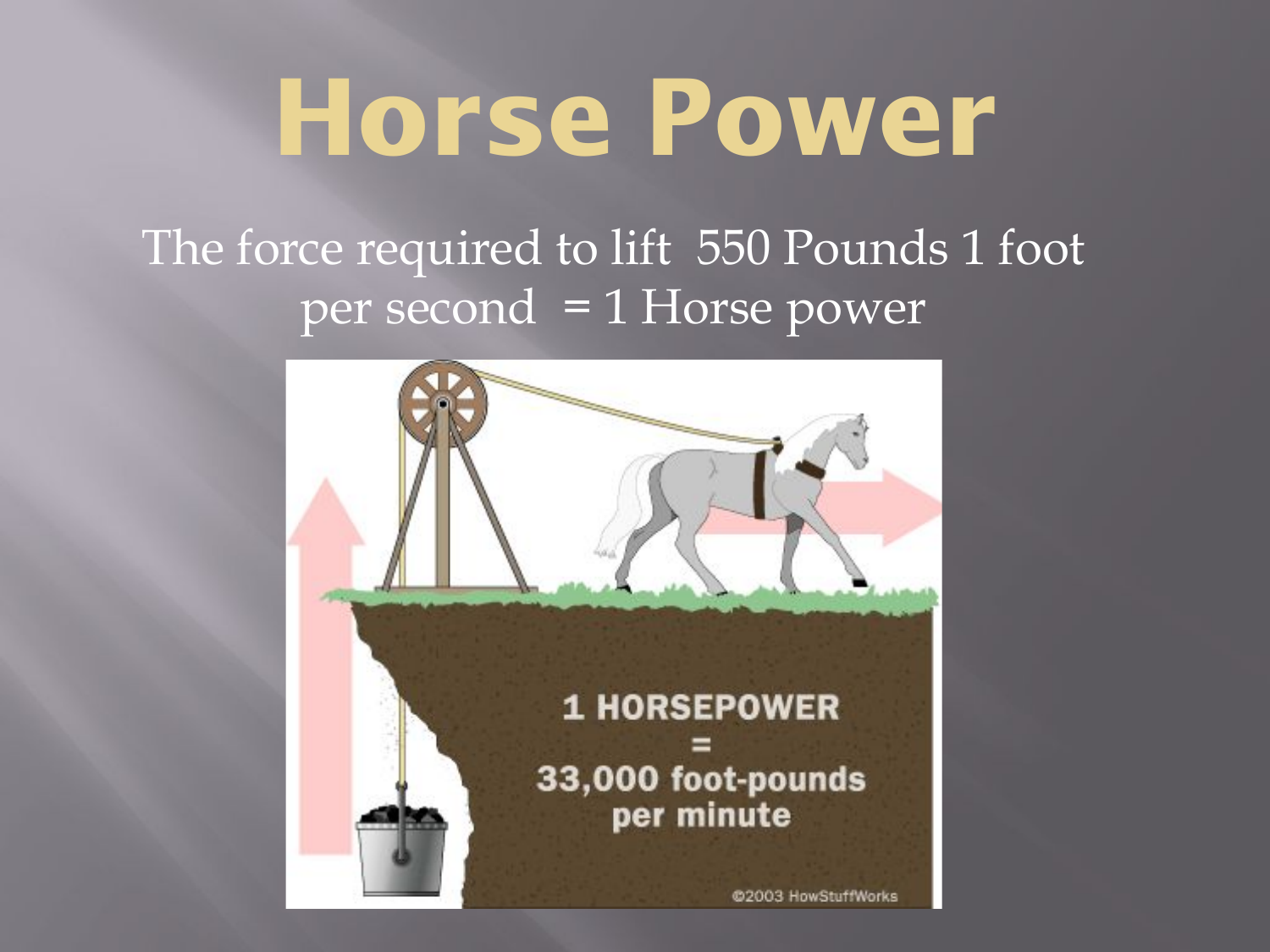# Horse Power

The force required to lift 550 Pounds 1 foot per second = 1 Horse power

1 HORSEPOWER = 33,000 foot-pounds per minute

©2003 HowStuffWorks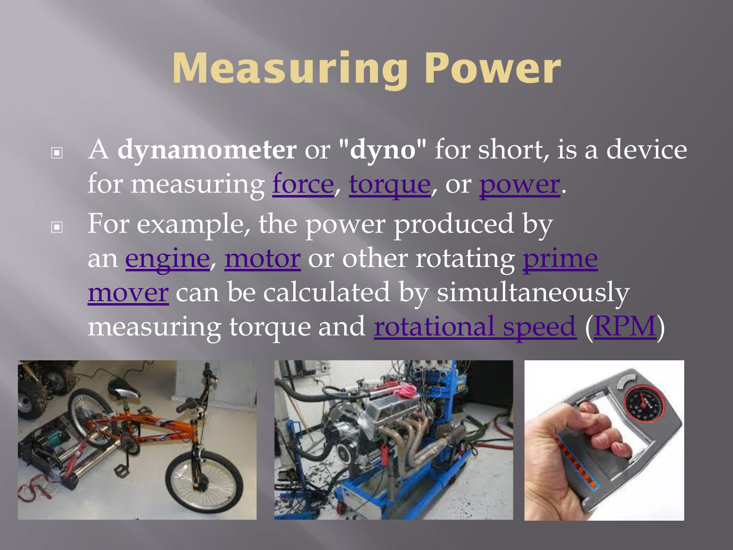# Measuring Power

- A **dynamometer** or **"dyno"** for short, is a device for measuring force, torque, or power.
- For example, the power produced by an engine, motor or other rotating prime mover can be calculated by simultaneously measuring torque and rotational speed (RPM)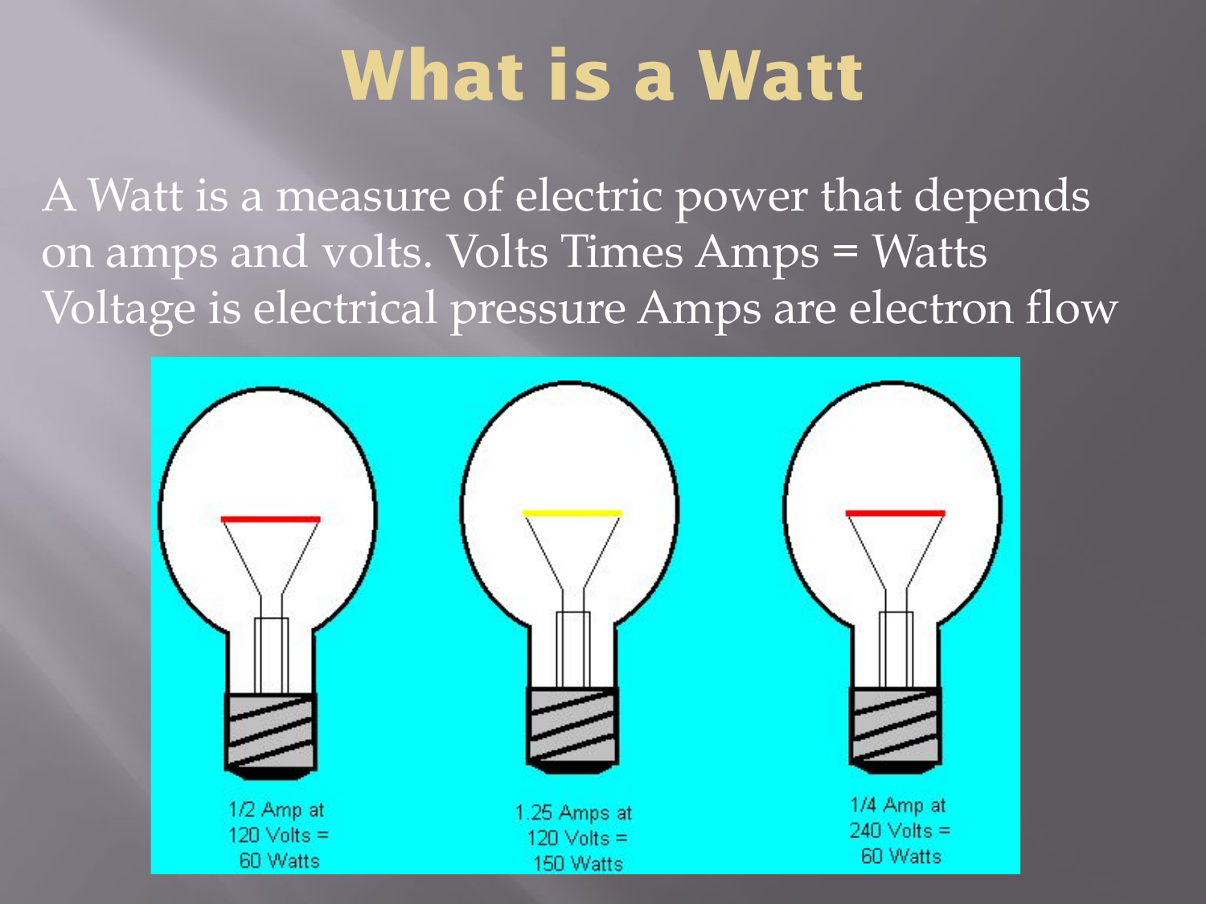# What is a Watt

A Watt is a measure of electric power that depends on amps and volts. Volts Times Amps = Watts Voltage is electrical pressure Amps are electron flow

1/2 Amp at 120 Volts = 60 Watts

1.25 Amps at 120 Volts = 150 Watts

1/4 Amp at 240 Volts = 60 Watts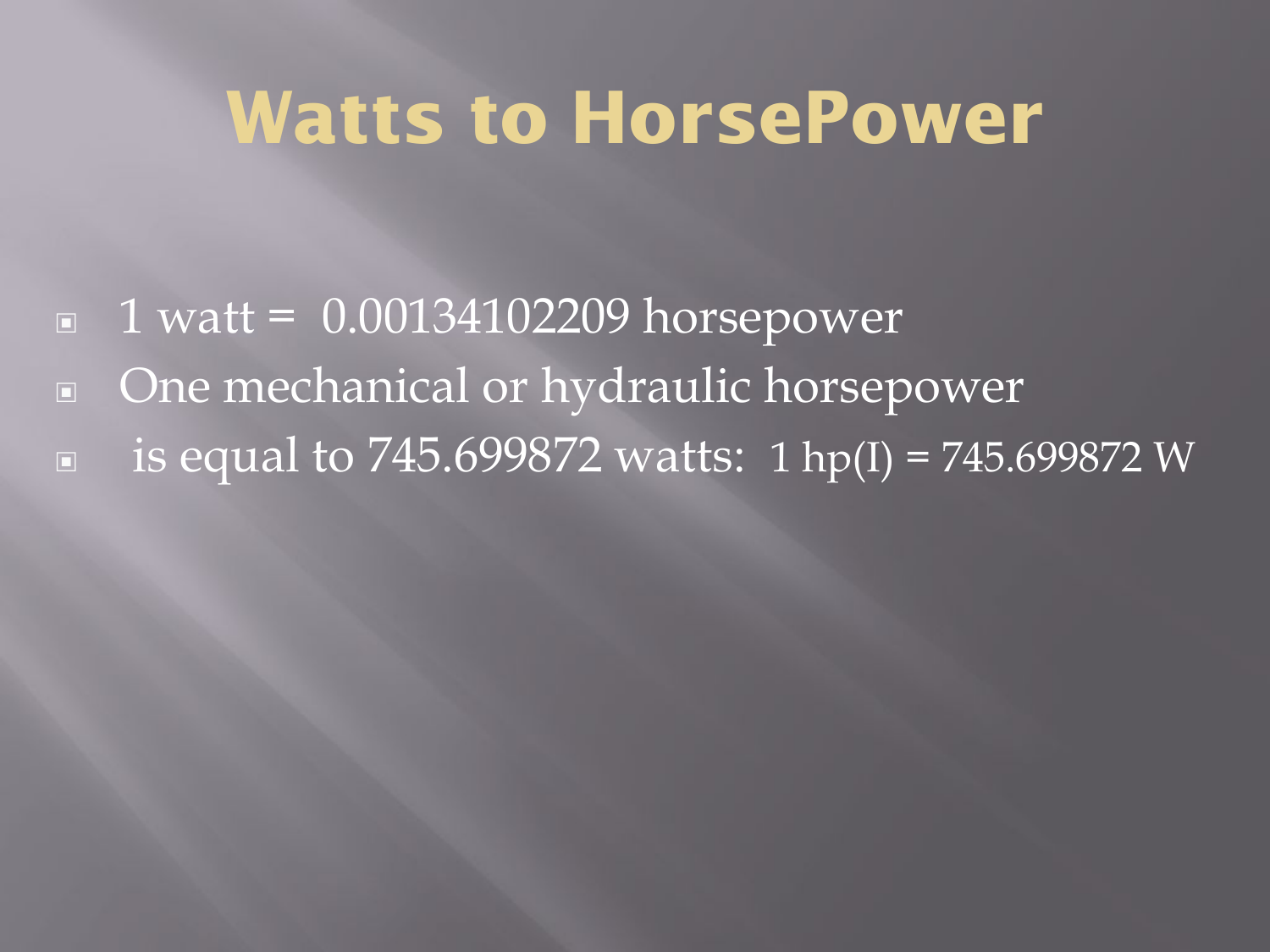# Watts to HorsePower

- 1 watt = 0.00134102209 horsepower
- One mechanical or hydraulic horsepower
- is equal to 745.699872 watts: 1 hp(I) = 745.699872 W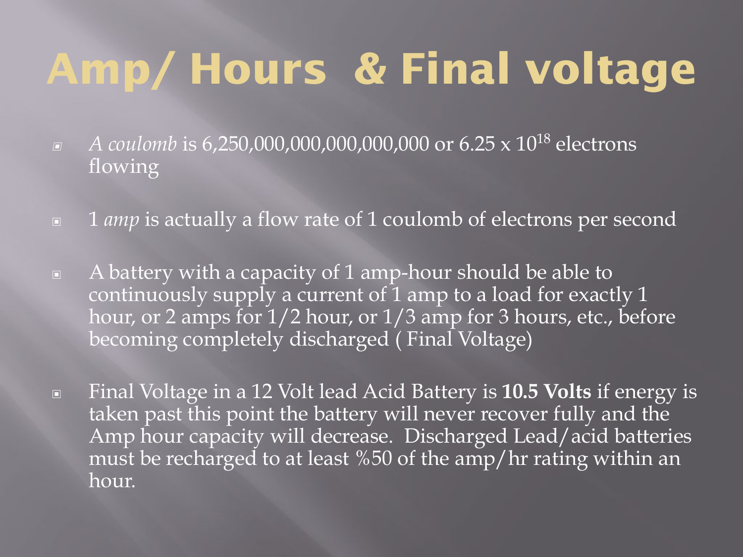# Amp/ Hours & Final voltage

- *A coulomb* is 6,250,000,000,000,000,000 or $6.25 \times 10^{18}$ electrons flowing
- 1 *amp* is actually a flow rate of 1 coulomb of electrons per second
- A battery with a capacity of 1 amp-hour should be able to continuously supply a current of 1 amp to a load for exactly 1 hour, or 2 amps for 1/2 hour, or 1/3 amp for 3 hours, etc., before becoming completely discharged ( Final Voltage)
- Final Voltage in a 12 Volt lead Acid Battery is **10.5 Volts** if energy is taken past this point the battery will never recover fully and the Amp hour capacity will decrease. Discharged Lead/acid batteries must be recharged to at least %50 of the amp/hr rating within an hour.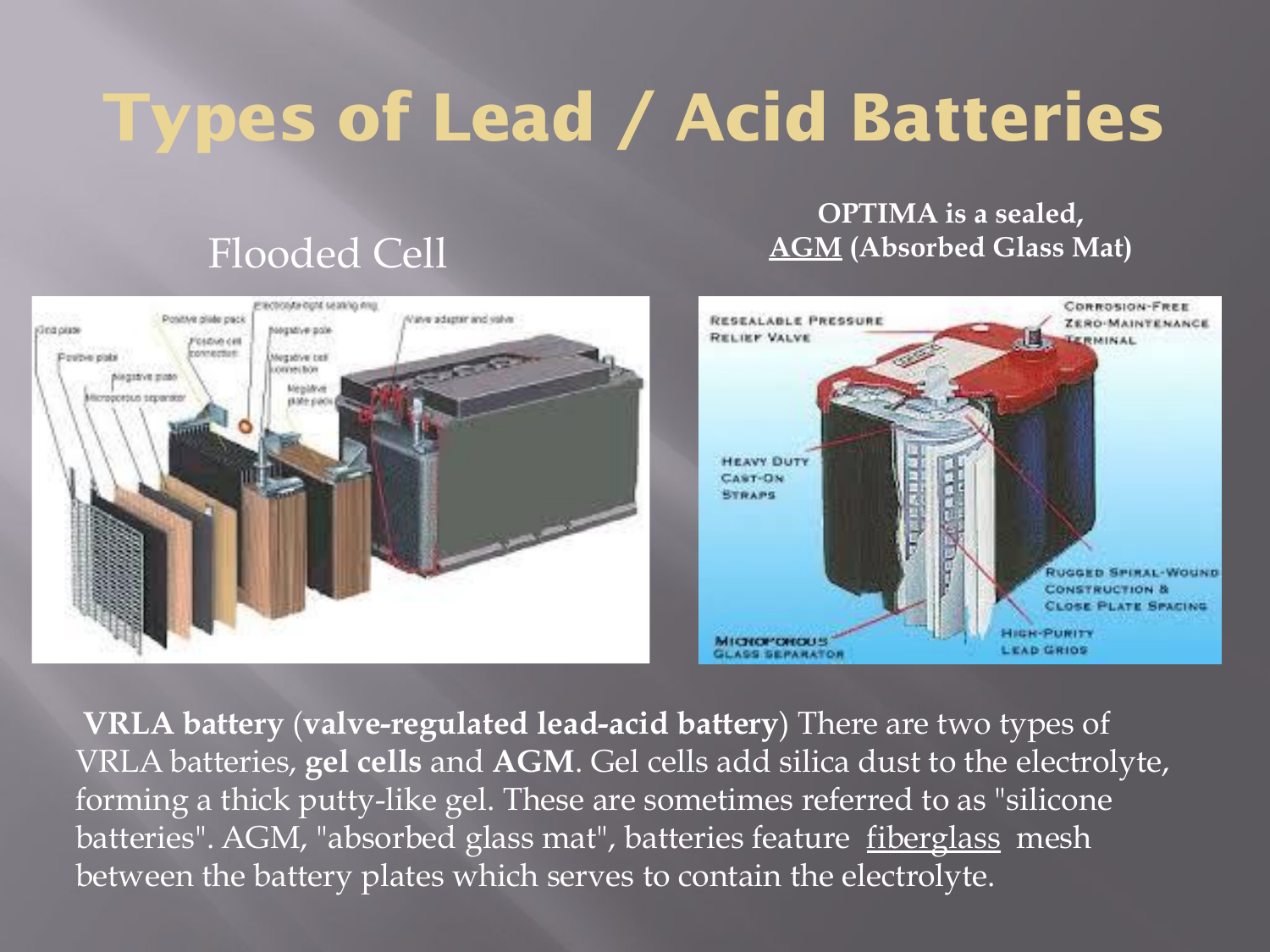# Types of Lead / Acid Batteries

Flooded Cell

**OPTIMA is a sealed, AGM (Absorbed Glass Mat)**

**VRLA battery** (**valve-regulated lead-acid battery**) There are two types of VRLA batteries, **gel cells** and **AGM**. Gel cells add silica dust to the electrolyte, forming a thick putty-like gel. These are sometimes referred to as "silicone batteries". AGM, "absorbed glass mat", batteries feature fiberglass mesh between the battery plates which serves to contain the electrolyte.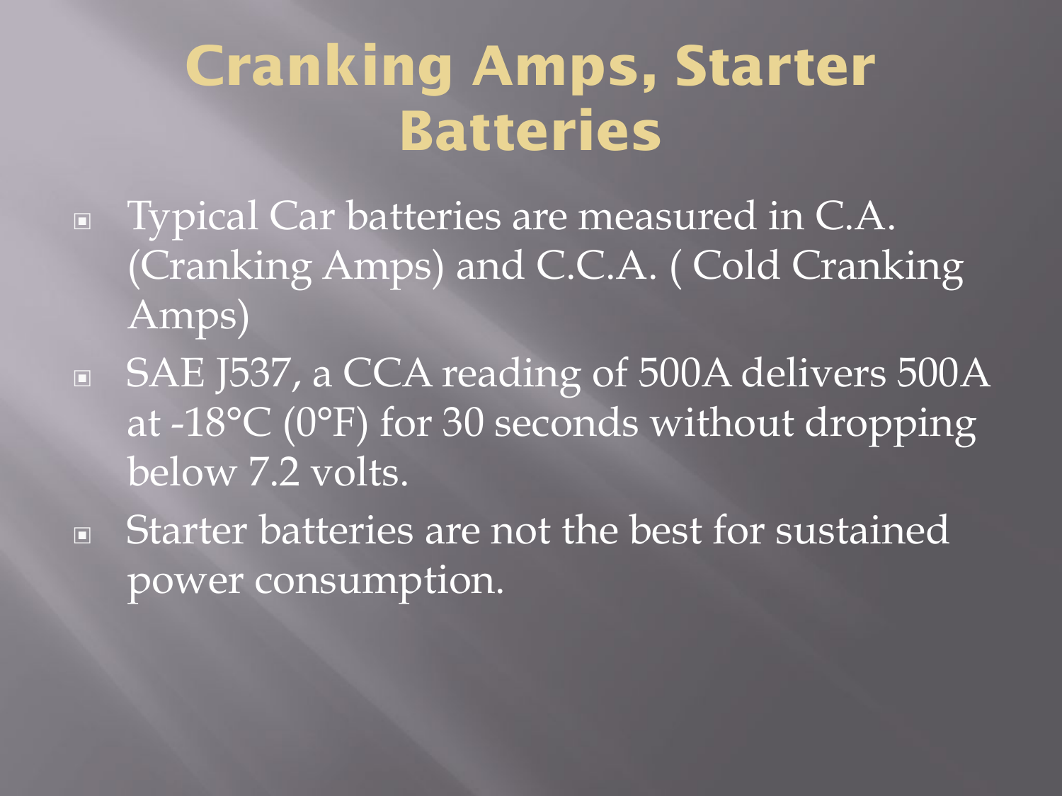# Cranking Amps, Starter Batteries

- Typical Car batteries are measured in C.A. (Cranking Amps) and C.C.A. ( Cold Cranking Amps)
- SAE J537, a CCA reading of 500A delivers 500A at -18°C (0°F) for 30 seconds without dropping below 7.2 volts.
- Starter batteries are not the best for sustained power consumption.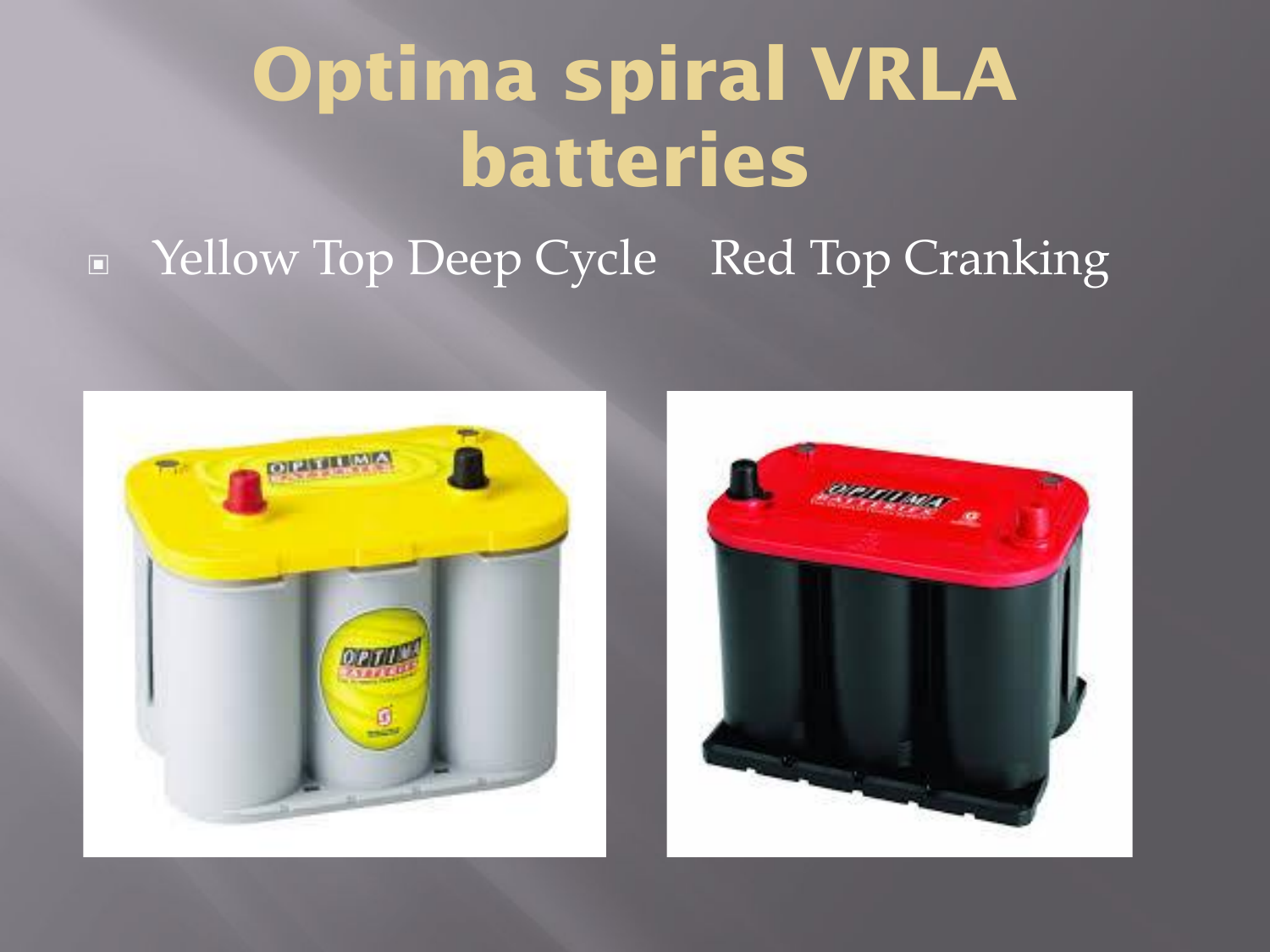# Optima spiral VRLA batteries

- Yellow Top Deep Cycle Red Top Cranking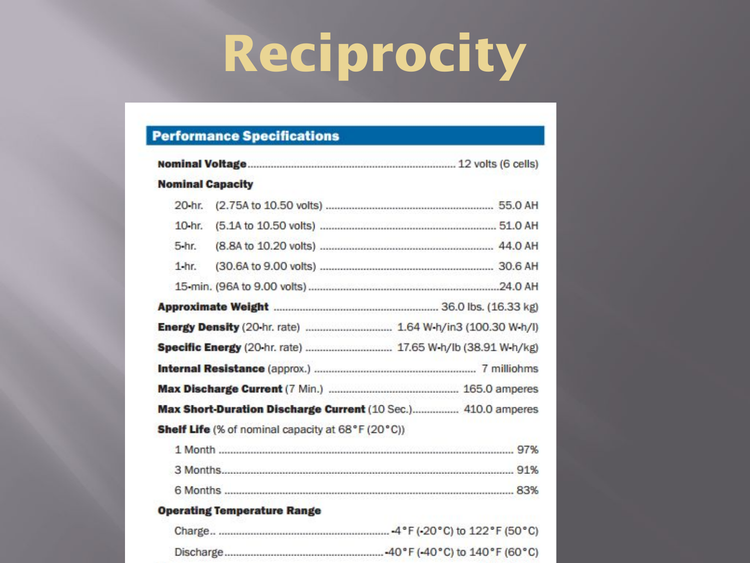# Reciprocity

## Performance Specifications

**Nominal Voltage** .......... 12 volts (6 cells)

**Nominal Capacity**

- 20-hr. (2.75A to 10.50 volts) .......... 55.0 AH
- 10-hr. (5.1A to 10.50 volts) .......... 51.0 AH
- 5-hr. (8.8A to 10.20 volts) .......... 44.0 AH
- 1-hr. (30.6A to 9.00 volts) .......... 30.6 AH
- 15-min. (96A to 9.00 volts) .......... 24.0 AH

**Approximate Weight** .......... 36.0 lbs. (16.33 kg)

**Energy Density** (20-hr. rate) .......... 1.64 W-h/in3 (100.30 W-h/l)

**Specific Energy** (20-hr. rate) .......... 17.65 W-h/lb (38.91 W-h/kg)

**Internal Resistance** (approx.) .......... 7 milliohms

**Max Discharge Current** (7 Min.) .......... 165.0 amperes

**Max Short-Duration Discharge Current** (10 Sec.) .......... 410.0 amperes

**Shelf Life** (% of nominal capacity at 68°F (20°C))

- 1 Month .......... 97%
- 3 Months .......... 91%
- 6 Months .......... 83%

**Operating Temperature Range**

- Charge .......... -4°F (-20°C) to 122°F (50°C)
- Discharge .......... -40°F (-40°C) to 140°F (60°C)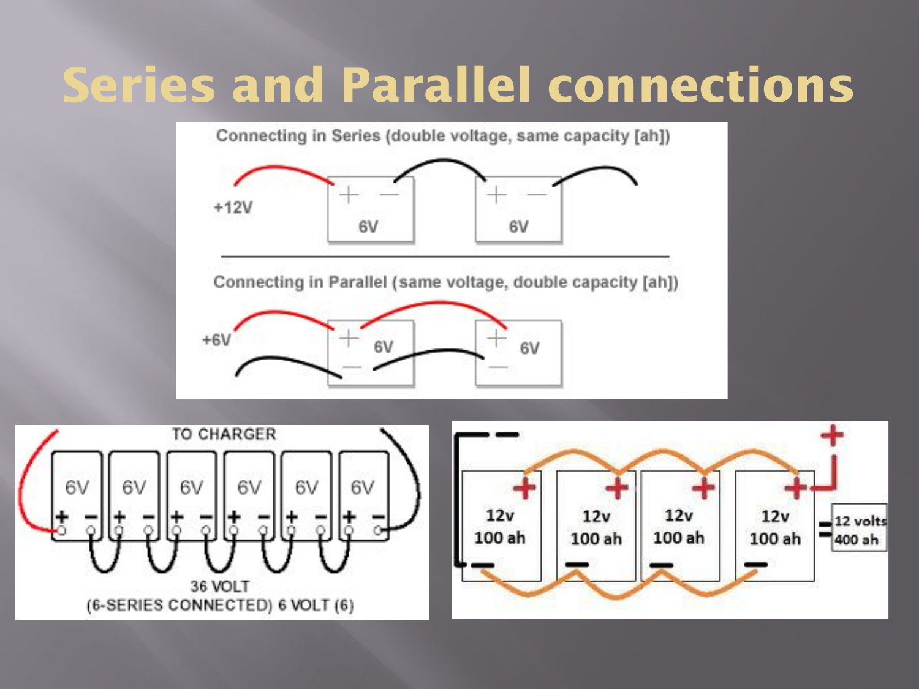# Series and Parallel connections

Connecting in Series (double voltage, same capacity [ah])

+12V

6V

6V

Connecting in Parallel (same voltage, double capacity [ah])

+6V

6V

6V

TO CHARGER

6V 6V 6V 6V 6V 6V

36 VOLT

(6-SERIES CONNECTED) 6 VOLT (6)

12v 100 ah

12v 100 ah

12v 100 ah

12v 100 ah

= 12 volts 400 ah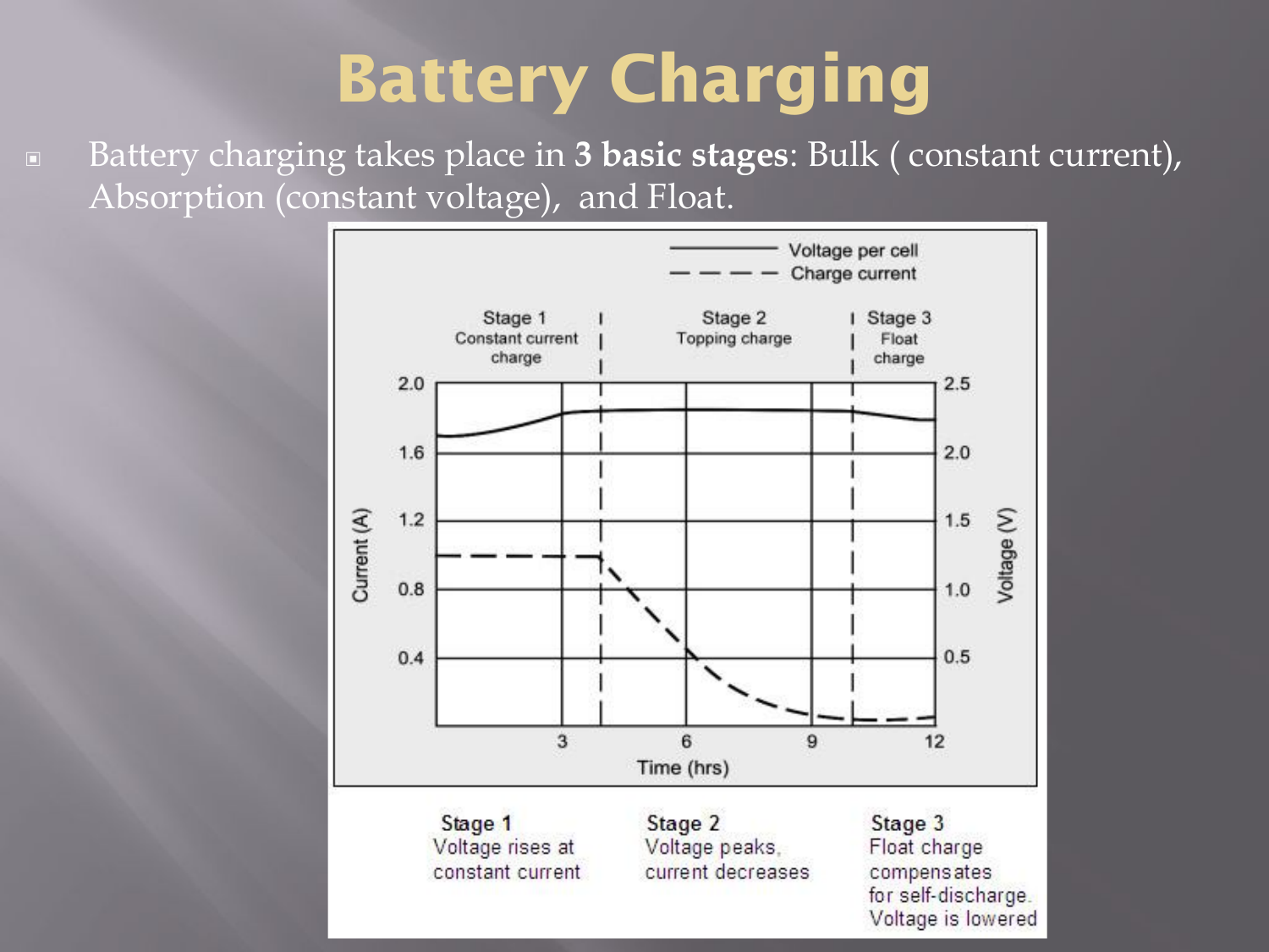# Battery Charging

- Battery charging takes place in **3 basic stages**: Bulk ( constant current), Absorption (constant voltage), and Float.

Stage 1 Constant current charge | Stage 2 Topping charge | Stage 3 Float charge

Voltage per cell
Charge current

Current (A)
Voltage (V)
Time (hrs)

**Stage 1**
Voltage rises at constant current

**Stage 2**
Voltage peaks, current decreases

**Stage 3**
Float charge compensates for self-discharge. Voltage is lowered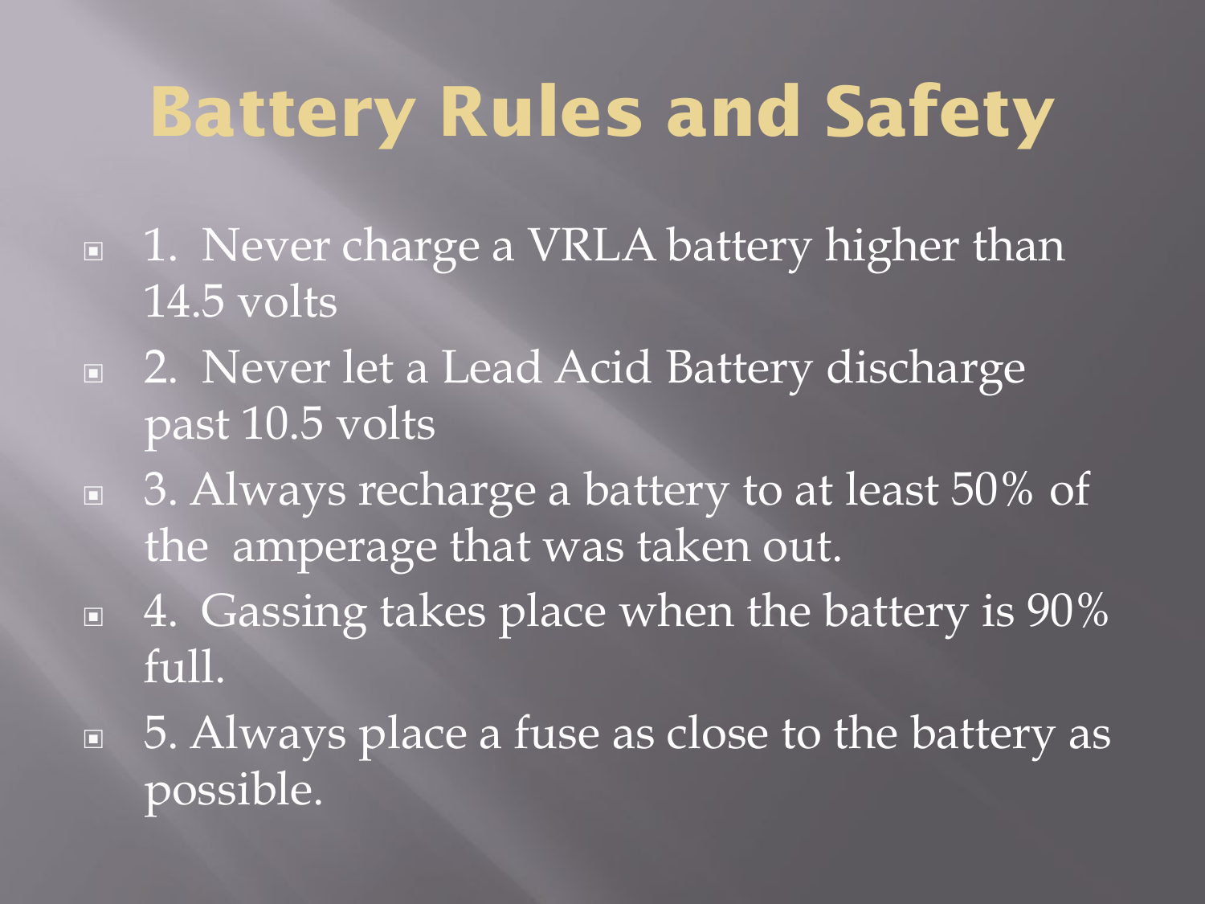# Battery Rules and Safety

- 1. Never charge a VRLA battery higher than 14.5 volts
- 2. Never let a Lead Acid Battery discharge past 10.5 volts
- 3. Always recharge a battery to at least 50% of the amperage that was taken out.
- 4. Gassing takes place when the battery is 90% full.
- 5. Always place a fuse as close to the battery as possible.